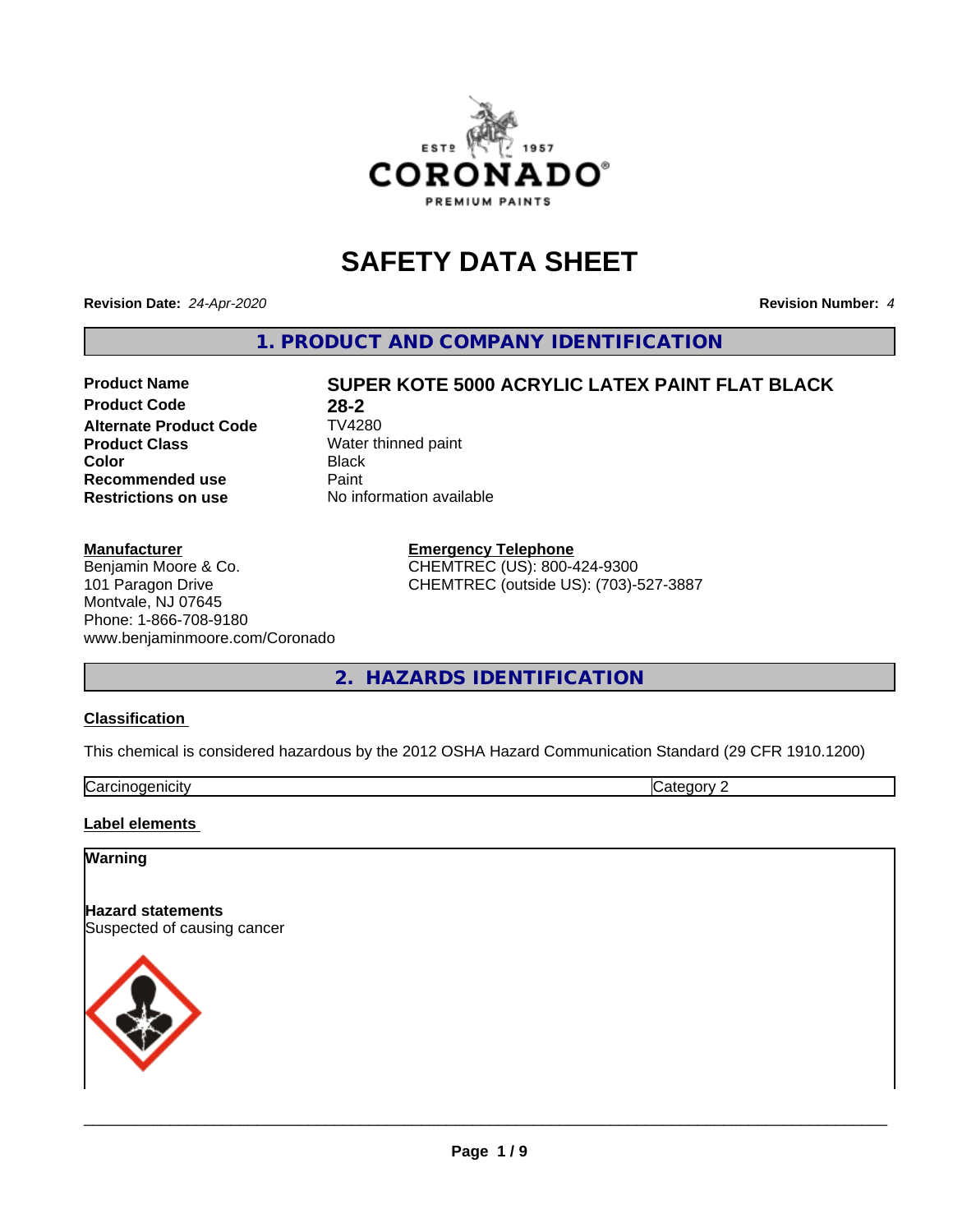# SAFETY DATA SHEET

**Revision Date:** *24-Apr-2020* **Revision Number:** *4*

## 1. PRODUCT AND COMPANY IDENTIFICATION

| | |
|---|---|
| **Product Name** | **SUPER KOTE 5000 ACRYLIC LATEX PAINT FLAT BLACK** |
| **Product Code** | **28-2** |
| **Alternate Product Code** | TV4280 |
| **Product Class** | Water thinned paint |
| **Color** | Black |
| **Recommended use** | Paint |
| **Restrictions on use** | No information available |

**Manufacturer**
Benjamin Moore & Co.
101 Paragon Drive
Montvale, NJ 07645
Phone: 1-866-708-9180
www.benjaminmoore.com/Coronado

**Emergency Telephone**
CHEMTREC (US): 800-424-9300
CHEMTREC (outside US): (703)-527-3887

## 2. HAZARDS IDENTIFICATION

**Classification**

This chemical is considered hazardous by the 2012 OSHA Hazard Communication Standard (29 CFR 1910.1200)

| | |
|---|---|
| Carcinogenicity | Category 2 |

**Label elements**

**Warning**

**Hazard statements**
Suspected of causing cancer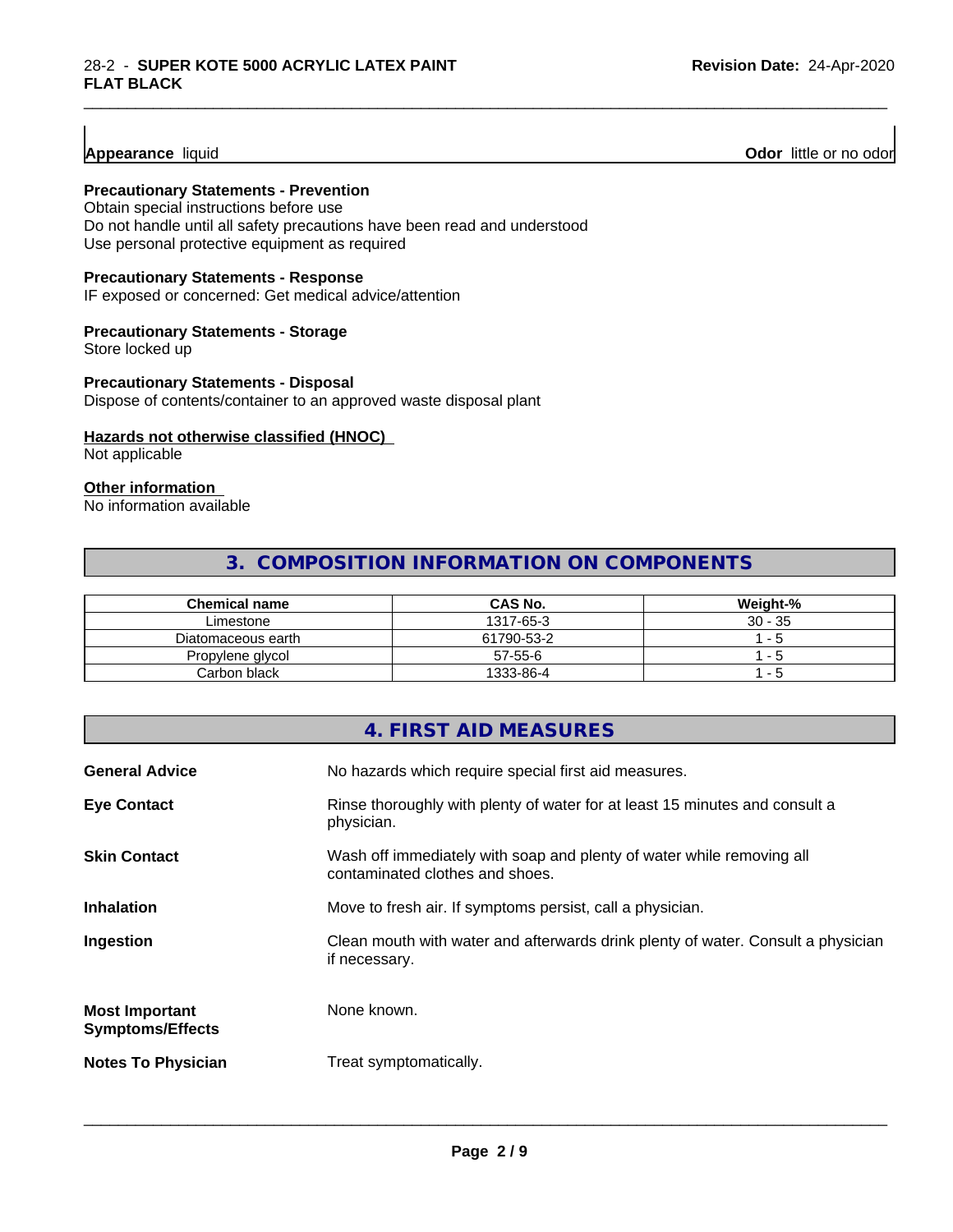**Appearance** liquid **Odor** little or no odor

**Precautionary Statements - Prevention**
Obtain special instructions before use
Do not handle until all safety precautions have been read and understood
Use personal protective equipment as required

**Precautionary Statements - Response**
IF exposed or concerned: Get medical advice/attention

**Precautionary Statements - Storage**
Store locked up

**Precautionary Statements - Disposal**
Dispose of contents/container to an approved waste disposal plant

**Hazards not otherwise classified (HNOC)**
Not applicable

**Other information**
No information available

## 3. COMPOSITION INFORMATION ON COMPONENTS

| Chemical name | CAS No. | Weight-% |
|---|---|---|
| Limestone | 1317-65-3 | 30 - 35 |
| Diatomaceous earth | 61790-53-2 | 1 - 5 |
| Propylene glycol | 57-55-6 | 1 - 5 |
| Carbon black | 1333-86-4 | 1 - 5 |

## 4. FIRST AID MEASURES

**General Advice** No hazards which require special first aid measures.

**Eye Contact** Rinse thoroughly with plenty of water for at least 15 minutes and consult a physician.

**Skin Contact** Wash off immediately with soap and plenty of water while removing all contaminated clothes and shoes.

**Inhalation** Move to fresh air. If symptoms persist, call a physician.

**Ingestion** Clean mouth with water and afterwards drink plenty of water. Consult a physician if necessary.

**Most Important Symptoms/Effects** None known.

**Notes To Physician** Treat symptomatically.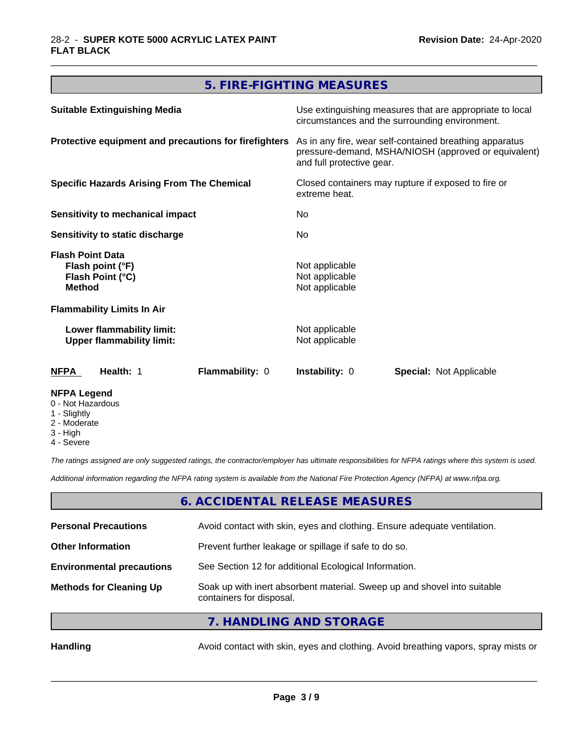## 5. FIRE-FIGHTING MEASURES

| | |
|---|---|
| **Suitable Extinguishing Media** | Use extinguishing measures that are appropriate to local circumstances and the surrounding environment. |
| **Protective equipment and precautions for firefighters** | As in any fire, wear self-contained breathing apparatus pressure-demand, MSHA/NIOSH (approved or equivalent) and full protective gear. |
| **Specific Hazards Arising From The Chemical** | Closed containers may rupture if exposed to fire or extreme heat. |
| **Sensitivity to mechanical impact** | No |
| **Sensitivity to static discharge** | No |

**Flash Point Data**

| | |
|---|---|
| **Flash point (°F)** | Not applicable |
| **Flash Point (°C)** | Not applicable |
| **Method** | Not applicable |

**Flammability Limits In Air**

| | |
|---|---|
| **Lower flammability limit:** | Not applicable |
| **Upper flammability limit:** | Not applicable |

| NFPA | Health: 1 | Flammability: 0 | Instability: 0 | Special: Not Applicable |
|---|---|---|---|---|

**NFPA Legend**
- 0 - Not Hazardous
- 1 - Slightly
- 2 - Moderate
- 3 - High
- 4 - Severe

*The ratings assigned are only suggested ratings, the contractor/employer has ultimate responsibilities for NFPA ratings where this system is used.*

*Additional information regarding the NFPA rating system is available from the National Fire Protection Agency (NFPA) at www.nfpa.org.*

## 6. ACCIDENTAL RELEASE MEASURES

| | |
|---|---|
| **Personal Precautions** | Avoid contact with skin, eyes and clothing. Ensure adequate ventilation. |
| **Other Information** | Prevent further leakage or spillage if safe to do so. |
| **Environmental precautions** | See Section 12 for additional Ecological Information. |
| **Methods for Cleaning Up** | Soak up with inert absorbent material. Sweep up and shovel into suitable containers for disposal. |

## 7. HANDLING AND STORAGE

| | |
|---|---|
| **Handling** | Avoid contact with skin, eyes and clothing. Avoid breathing vapors, spray mists or |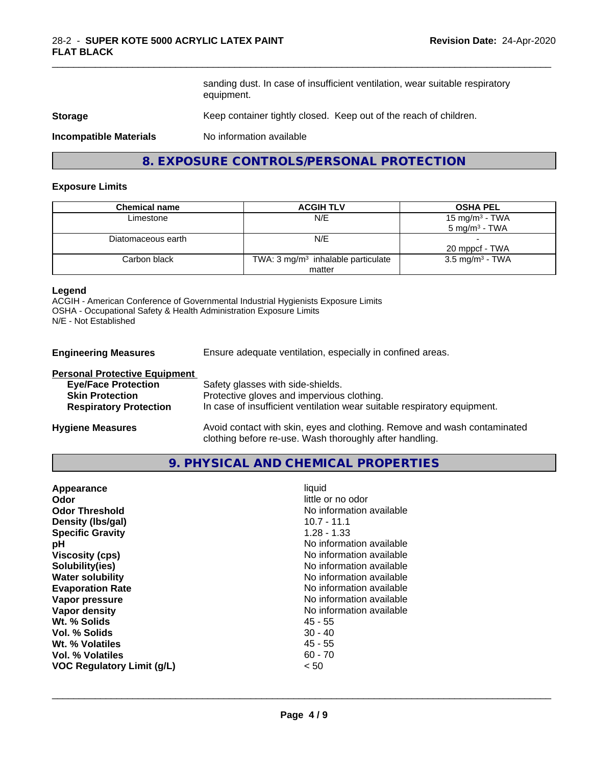sanding dust. In case of insufficient ventilation, wear suitable respiratory equipment.

**Storage** Keep container tightly closed. Keep out of the reach of children.

**Incompatible Materials** No information available

## 8. EXPOSURE CONTROLS/PERSONAL PROTECTION

### Exposure Limits

| Chemical name | ACGIH TLV | OSHA PEL |
|---|---|---|
| Limestone | N/E | 15 mg/m$^3$ - TWA<br>5 mg/m$^3$ - TWA |
| Diatomaceous earth | N/E | -<br>20 mppcf - TWA |
| Carbon black | TWA: 3 mg/m$^3$ inhalable particulate matter | 3.5 mg/m$^3$ - TWA |

**Legend**
ACGIH - American Conference of Governmental Industrial Hygienists Exposure Limits
OSHA - Occupational Safety & Health Administration Exposure Limits
N/E - Not Established

**Engineering Measures** Ensure adequate ventilation, especially in confined areas.

**Personal Protective Equipment**
- **Eye/Face Protection** Safety glasses with side-shields.
- **Skin Protection** Protective gloves and impervious clothing.
- **Respiratory Protection** In case of insufficient ventilation wear suitable respiratory equipment.

**Hygiene Measures** Avoid contact with skin, eyes and clothing. Remove and wash contaminated clothing before re-use. Wash thoroughly after handling.

## 9. PHYSICAL AND CHEMICAL PROPERTIES

| | |
|---|---|
| **Appearance** | liquid |
| **Odor** | little or no odor |
| **Odor Threshold** | No information available |
| **Density (lbs/gal)** | 10.7 - 11.1 |
| **Specific Gravity** | 1.28 - 1.33 |
| **pH** | No information available |
| **Viscosity (cps)** | No information available |
| **Solubility(ies)** | No information available |
| **Water solubility** | No information available |
| **Evaporation Rate** | No information available |
| **Vapor pressure** | No information available |
| **Vapor density** | No information available |
| **Wt. % Solids** | 45 - 55 |
| **Vol. % Solids** | 30 - 40 |
| **Wt. % Volatiles** | 45 - 55 |
| **Vol. % Volatiles** | 60 - 70 |
| **VOC Regulatory Limit (g/L)** | < 50 |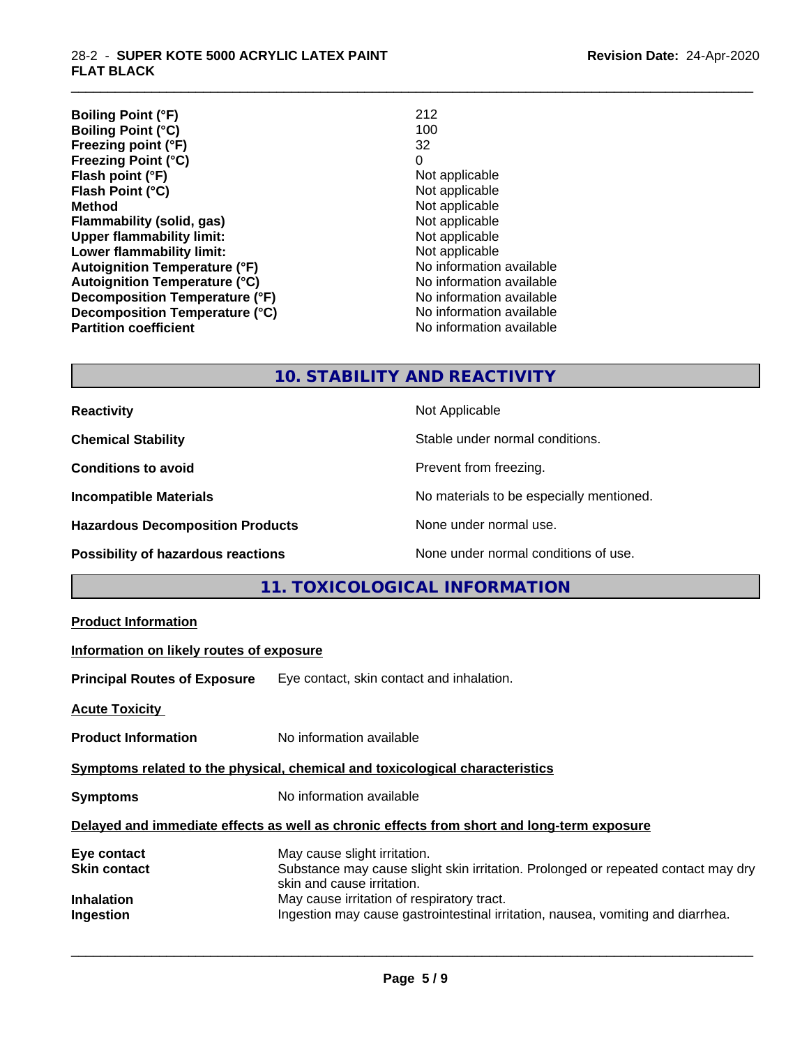| | |
|---|---|
| **Boiling Point (°F)** | 212 |
| **Boiling Point (°C)** | 100 |
| **Freezing point (°F)** | 32 |
| **Freezing Point (°C)** | 0 |
| **Flash point (°F)** | Not applicable |
| **Flash Point (°C)** | Not applicable |
| **Method** | Not applicable |
| **Flammability (solid, gas)** | Not applicable |
| **Upper flammability limit:** | Not applicable |
| **Lower flammability limit:** | Not applicable |
| **Autoignition Temperature (°F)** | No information available |
| **Autoignition Temperature (°C)** | No information available |
| **Decomposition Temperature (°F)** | No information available |
| **Decomposition Temperature (°C)** | No information available |
| **Partition coefficient** | No information available |

## 10. STABILITY AND REACTIVITY

| | |
|---|---|
| **Reactivity** | Not Applicable |
| **Chemical Stability** | Stable under normal conditions. |
| **Conditions to avoid** | Prevent from freezing. |
| **Incompatible Materials** | No materials to be especially mentioned. |
| **Hazardous Decomposition Products** | None under normal use. |
| **Possibility of hazardous reactions** | None under normal conditions of use. |

## 11. TOXICOLOGICAL INFORMATION

**Product Information**

**Information on likely routes of exposure**

**Principal Routes of Exposure** Eye contact, skin contact and inhalation.

**Acute Toxicity**

**Product Information** No information available

**Symptoms related to the physical, chemical and toxicological characteristics**

**Symptoms** No information available

**Delayed and immediate effects as well as chronic effects from short and long-term exposure**

| | |
|---|---|
| **Eye contact** | May cause slight irritation. |
| **Skin contact** | Substance may cause slight skin irritation. Prolonged or repeated contact may dry skin and cause irritation. |
| **Inhalation** | May cause irritation of respiratory tract. |
| **Ingestion** | Ingestion may cause gastrointestinal irritation, nausea, vomiting and diarrhea. |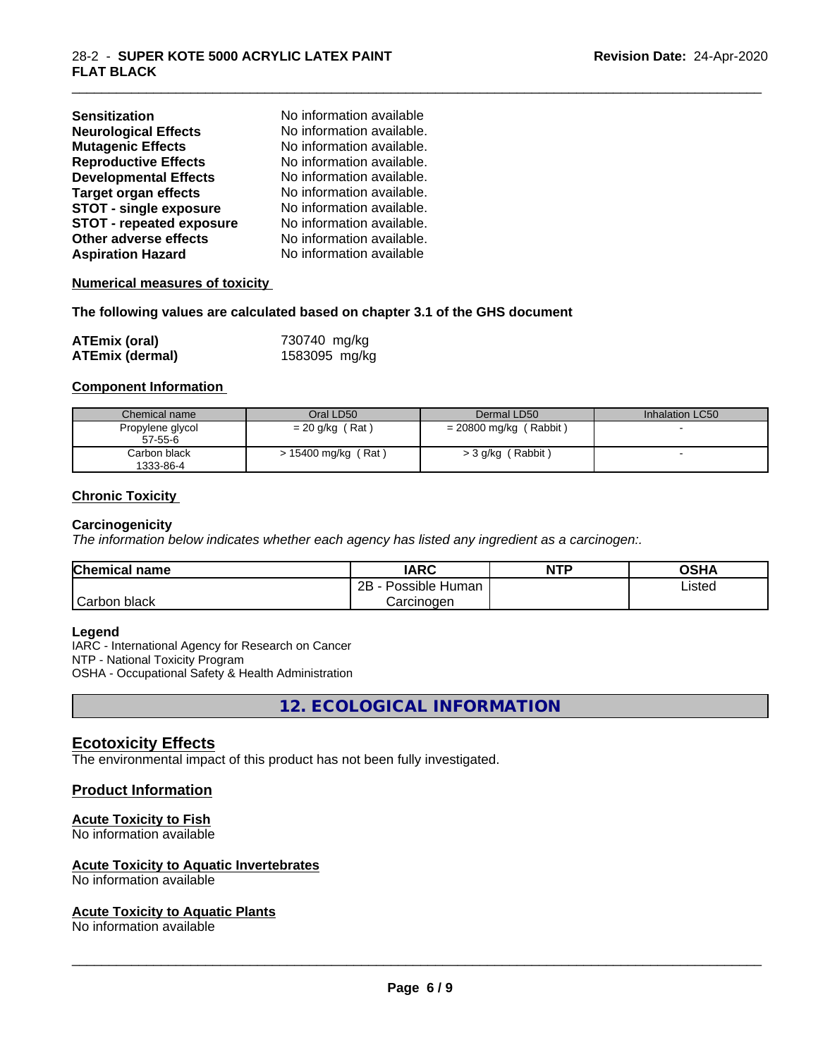| | |
|---|---|
| **Sensitization** | No information available |
| **Neurological Effects** | No information available. |
| **Mutagenic Effects** | No information available. |
| **Reproductive Effects** | No information available. |
| **Developmental Effects** | No information available. |
| **Target organ effects** | No information available. |
| **STOT - single exposure** | No information available. |
| **STOT - repeated exposure** | No information available. |
| **Other adverse effects** | No information available. |
| **Aspiration Hazard** | No information available |

**Numerical measures of toxicity**

**The following values are calculated based on chapter 3.1 of the GHS document**

| | |
|---|---|
| **ATEmix (oral)** | 730740 mg/kg |
| **ATEmix (dermal)** | 1583095 mg/kg |

**Component Information**

| Chemical name | Oral LD50 | Dermal LD50 | Inhalation LC50 |
|---|---|---|---|
| Propylene glycol<br>57-55-6 | = 20 g/kg ( Rat ) | = 20800 mg/kg ( Rabbit ) | - |
| Carbon black<br>1333-86-4 | > 15400 mg/kg ( Rat ) | > 3 g/kg ( Rabbit ) | - |

**Chronic Toxicity**

**Carcinogenicity**

*The information below indicates whether each agency has listed any ingredient as a carcinogen:.*

| Chemical name | IARC | NTP | OSHA |
|---|---|---|---|
| Carbon black | 2B - Possible Human Carcinogen | | Listed |

**Legend**

IARC - International Agency for Research on Cancer
NTP - National Toxicity Program
OSHA - Occupational Safety & Health Administration

## 12. ECOLOGICAL INFORMATION

### Ecotoxicity Effects

The environmental impact of this product has not been fully investigated.

### Product Information

**Acute Toxicity to Fish**

No information available

**Acute Toxicity to Aquatic Invertebrates**

No information available

**Acute Toxicity to Aquatic Plants**

No information available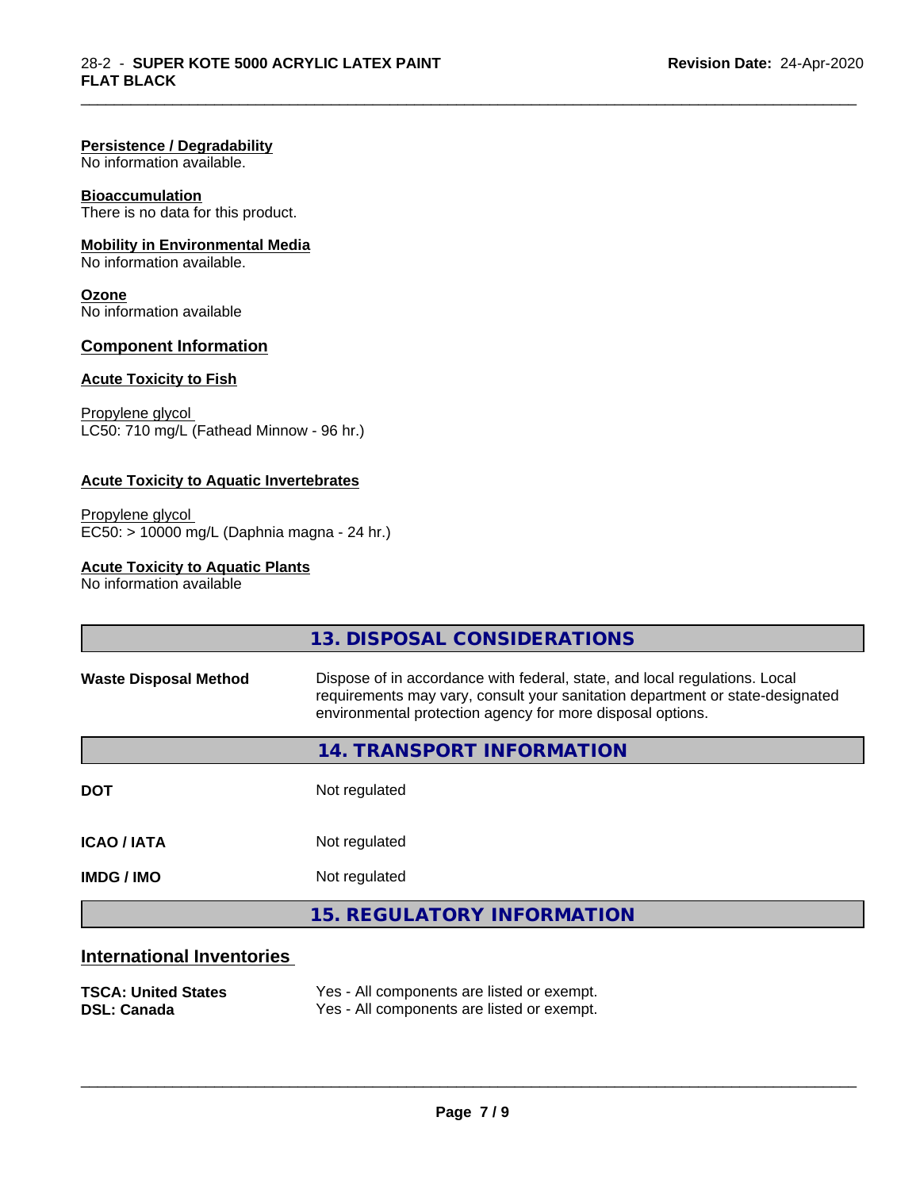**Persistence / Degradability**
No information available.

**Bioaccumulation**
There is no data for this product.

**Mobility in Environmental Media**
No information available.

**Ozone**
No information available

### Component Information

**Acute Toxicity to Fish**

Propylene glycol
LC50: 710 mg/L (Fathead Minnow - 96 hr.)

**Acute Toxicity to Aquatic Invertebrates**

Propylene glycol
EC50: > 10000 mg/L (Daphnia magna - 24 hr.)

**Acute Toxicity to Aquatic Plants**
No information available

## 13. DISPOSAL CONSIDERATIONS

| | |
|---|---|
| **Waste Disposal Method** | Dispose of in accordance with federal, state, and local regulations. Local requirements may vary, consult your sanitation department or state-designated environmental protection agency for more disposal options. |

## 14. TRANSPORT INFORMATION

| | |
|---|---|
| **DOT** | Not regulated |
| **ICAO / IATA** | Not regulated |
| **IMDG / IMO** | Not regulated |

## 15. REGULATORY INFORMATION

### International Inventories

| | |
|---|---|
| **TSCA: United States** | Yes - All components are listed or exempt. |
| **DSL: Canada** | Yes - All components are listed or exempt. |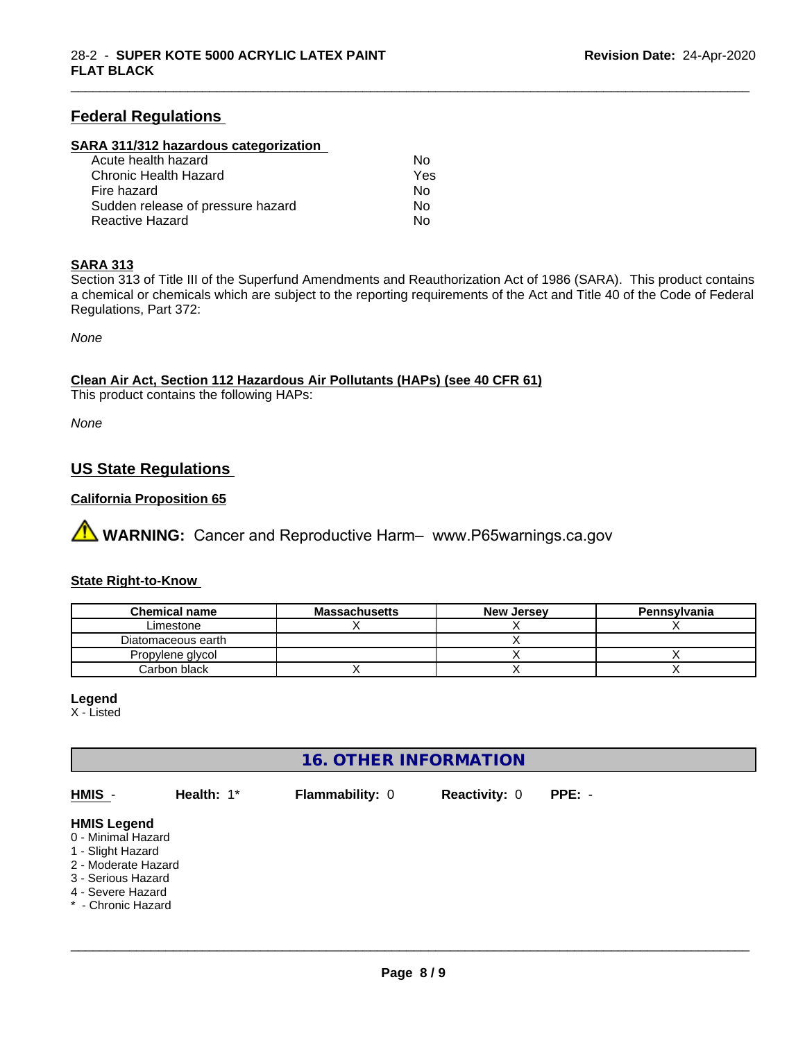## Federal Regulations

### SARA 311/312 hazardous categorization

| | |
|---|---|
| Acute health hazard | No |
| Chronic Health Hazard | Yes |
| Fire hazard | No |
| Sudden release of pressure hazard | No |
| Reactive Hazard | No |

### SARA 313

Section 313 of Title III of the Superfund Amendments and Reauthorization Act of 1986 (SARA). This product contains a chemical or chemicals which are subject to the reporting requirements of the Act and Title 40 of the Code of Federal Regulations, Part 372:

*None*

### Clean Air Act, Section 112 Hazardous Air Pollutants (HAPs) (see 40 CFR 61)

This product contains the following HAPs:

*None*

## US State Regulations

### California Proposition 65

⚠ **WARNING:** Cancer and Reproductive Harm– www.P65warnings.ca.gov

### State Right-to-Know

| Chemical name | Massachusetts | New Jersey | Pennsylvania |
|---|---|---|---|
| Limestone | X | X | X |
| Diatomaceous earth | | X | |
| Propylene glycol | | X | X |
| Carbon black | X | X | X |

**Legend**

X - Listed

## 16. OTHER INFORMATION

**HMIS** - **Health:** 1* **Flammability:** 0 **Reactivity:** 0 **PPE:** -

**HMIS Legend**

0 - Minimal Hazard
1 - Slight Hazard
2 - Moderate Hazard
3 - Serious Hazard
4 - Severe Hazard
* - Chronic Hazard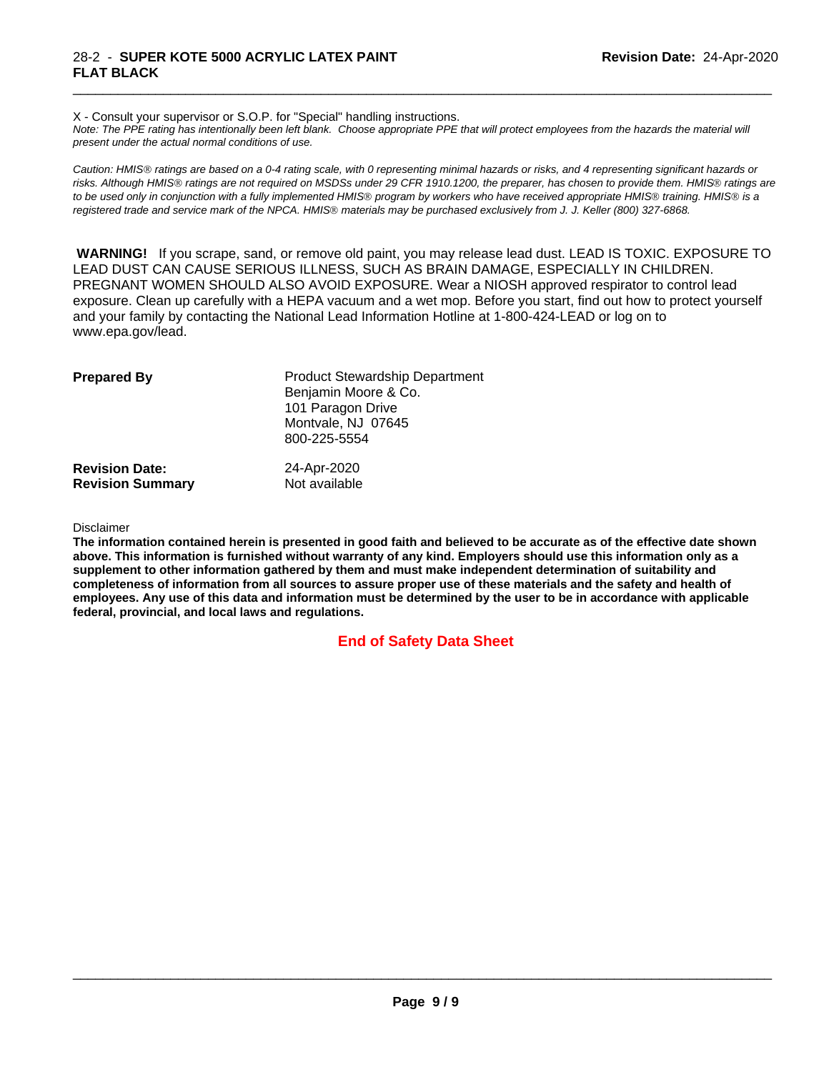X - Consult your supervisor or S.O.P. for "Special" handling instructions.

*Note: The PPE rating has intentionally been left blank. Choose appropriate PPE that will protect employees from the hazards the material will present under the actual normal conditions of use.*

*Caution: HMIS® ratings are based on a 0-4 rating scale, with 0 representing minimal hazards or risks, and 4 representing significant hazards or risks. Although HMIS® ratings are not required on MSDSs under 29 CFR 1910.1200, the preparer, has chosen to provide them. HMIS® ratings are to be used only in conjunction with a fully implemented HMIS® program by workers who have received appropriate HMIS® training. HMIS® is a registered trade and service mark of the NPCA. HMIS® materials may be purchased exclusively from J. J. Keller (800) 327-6868.*

**WARNING!** If you scrape, sand, or remove old paint, you may release lead dust. LEAD IS TOXIC. EXPOSURE TO LEAD DUST CAN CAUSE SERIOUS ILLNESS, SUCH AS BRAIN DAMAGE, ESPECIALLY IN CHILDREN. PREGNANT WOMEN SHOULD ALSO AVOID EXPOSURE. Wear a NIOSH approved respirator to control lead exposure. Clean up carefully with a HEPA vacuum and a wet mop. Before you start, find out how to protect yourself and your family by contacting the National Lead Information Hotline at 1-800-424-LEAD or log on to www.epa.gov/lead.

| | |
|---|---|
| **Prepared By** | Product Stewardship Department<br>Benjamin Moore & Co.<br>101 Paragon Drive<br>Montvale, NJ 07645<br>800-225-5554 |
| **Revision Date:** | 24-Apr-2020 |
| **Revision Summary** | Not available |

Disclaimer

**The information contained herein is presented in good faith and believed to be accurate as of the effective date shown above. This information is furnished without warranty of any kind. Employers should use this information only as a supplement to other information gathered by them and must make independent determination of suitability and completeness of information from all sources to assure proper use of these materials and the safety and health of employees. Any use of this data and information must be determined by the user to be in accordance with applicable federal, provincial, and local laws and regulations.**

**End of Safety Data Sheet**